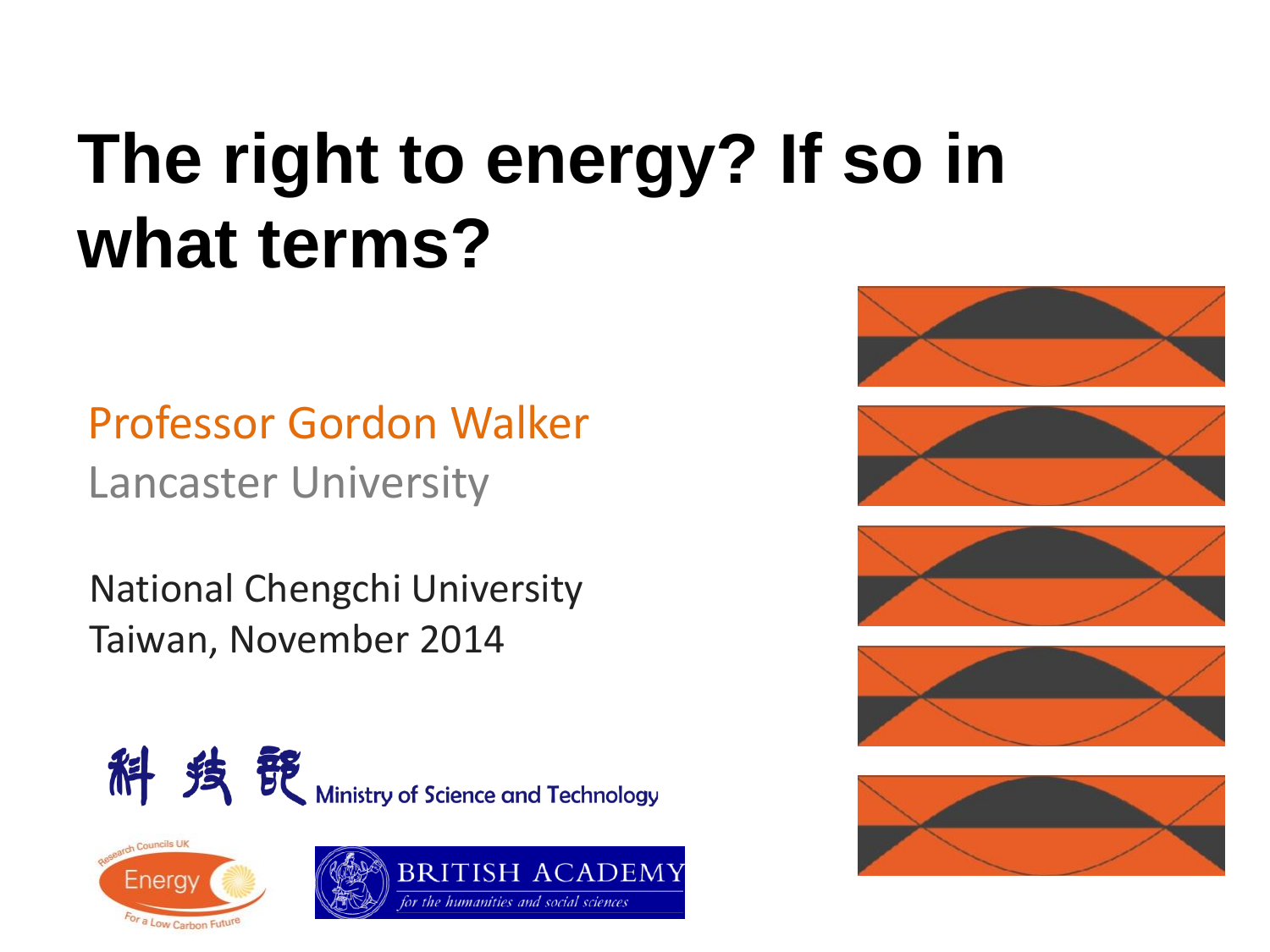# The right to energy? If so in what terms?

Professor Gordon Walker

Lancaster University

National Chengchi University
Taiwan, November 2014

科技部 Ministry of Science and Technology

Research Councils UK Energy For a Low Carbon Future

BRITISH ACADEMY *for the humanities and social sciences*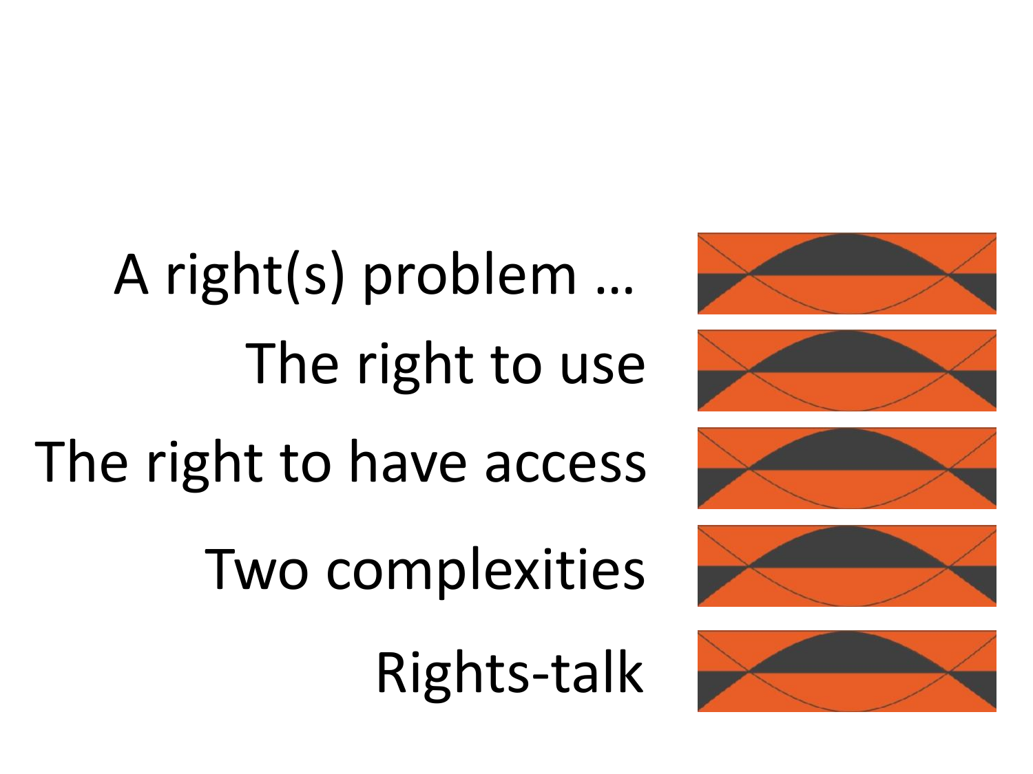A right(s) problem …

The right to use

The right to have access

Two complexities

Rights-talk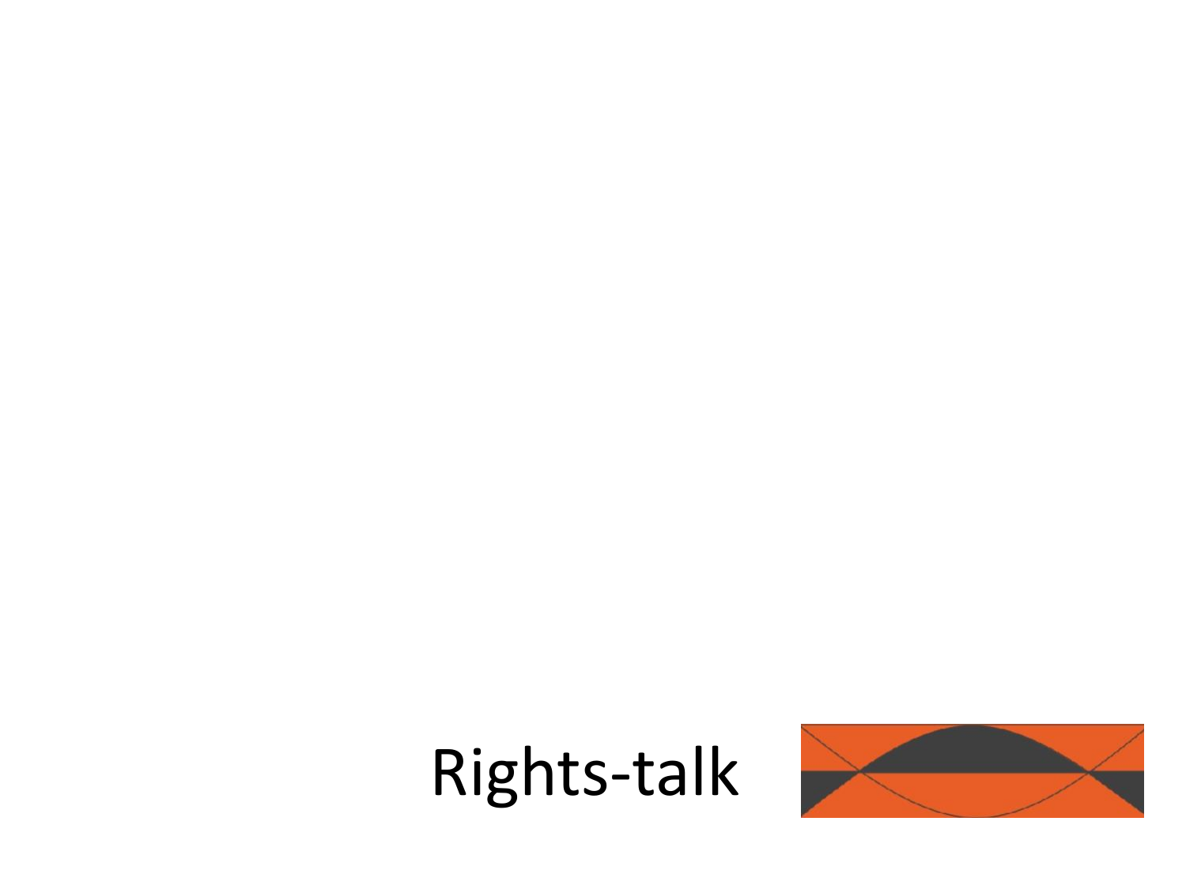# Rights-talk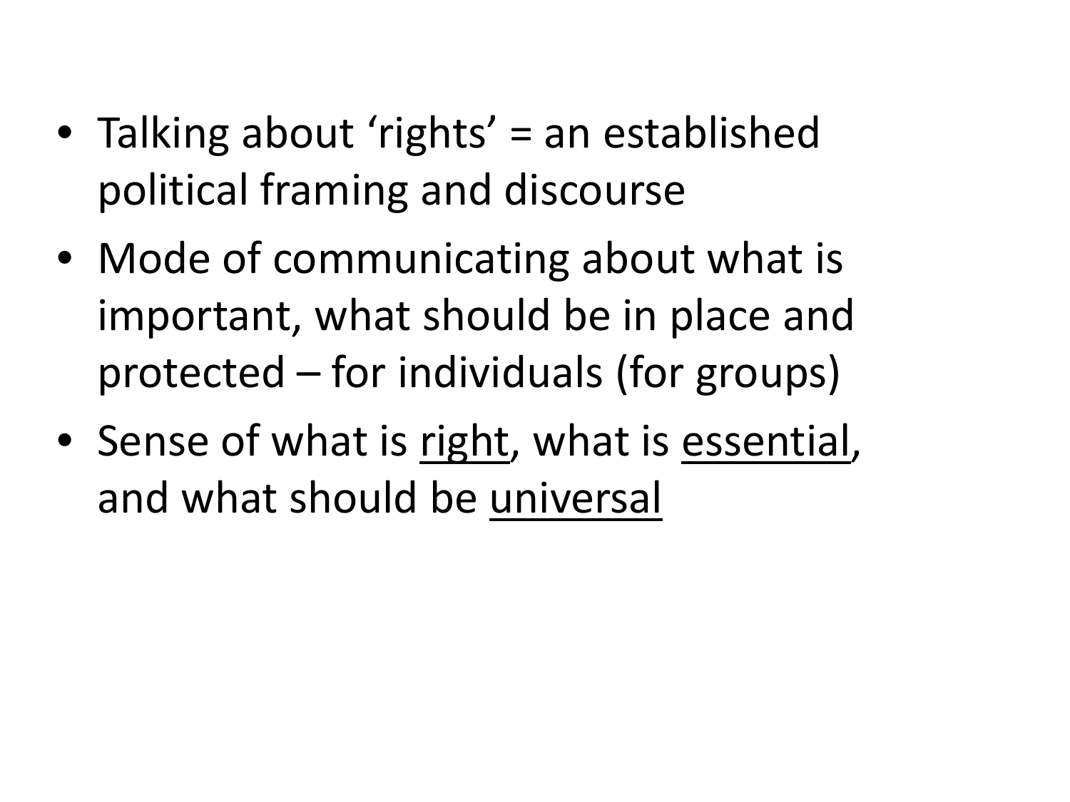- Talking about ‘rights’ = an established political framing and discourse
- Mode of communicating about what is important, what should be in place and protected – for individuals (for groups)
- Sense of what is <u>right</u>, what is <u>essential</u>, and what should be <u>universal</u>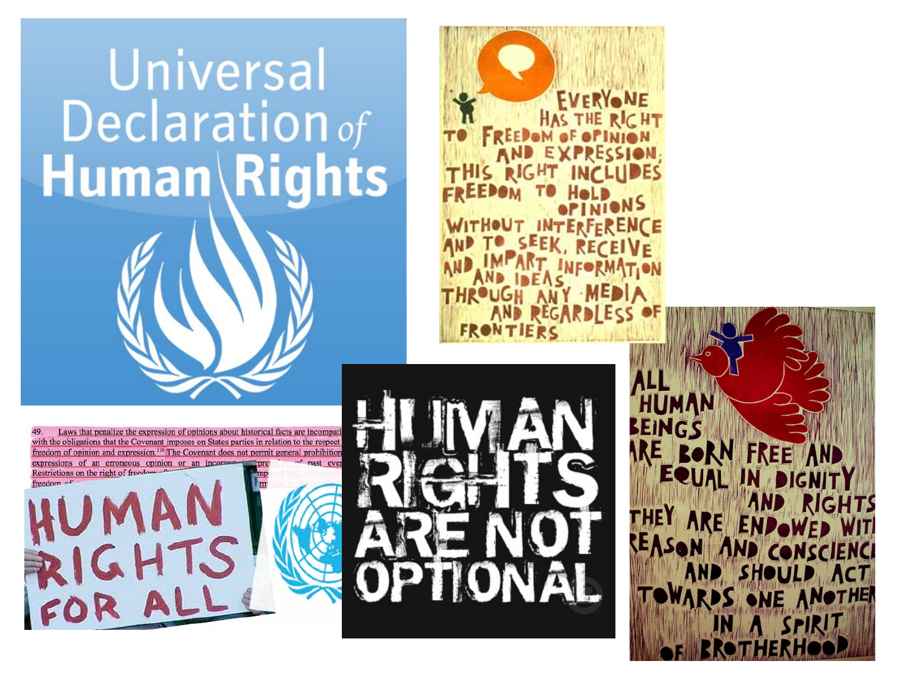Universal Declaration of Human Rights

EVERYONE HAS THE RIGHT TO FREEDOM OF OPINION AND EXPRESSION; THIS RIGHT INCLUDES FREEDOM TO HOLD OPINIONS WITHOUT INTERFERENCE AND TO SEEK, RECEIVE AND IMPART INFORMATION AND IDEAS THROUGH ANY MEDIA AND REGARDLESS OF FRONTIERS

49. Laws that penalize the expression of opinions about historical facts are incompatible with the obligations that the Covenant imposes on States parties in relation to the respect for freedom of opinion and expression.[116] The Covenant does not permit general prohibitions of expressions of an erroneous opinion or an incorrect interpretation of past events. Restrictions on the right of freedom of opinion should never be imposed and, with regard to freedom of expression, they should not go beyond what is permitted in paragraph 3 or required under article 20.

HUMAN RIGHTS FOR ALL

HUMAN RIGHTS ARE NOT OPTIONAL

ALL HUMAN BEINGS ARE BORN FREE AND EQUAL IN DIGNITY AND RIGHTS. THEY ARE ENDOWED WITH REASON AND CONSCIENCE AND SHOULD ACT TOWARDS ONE ANOTHER IN A SPIRIT OF BROTHERHOOD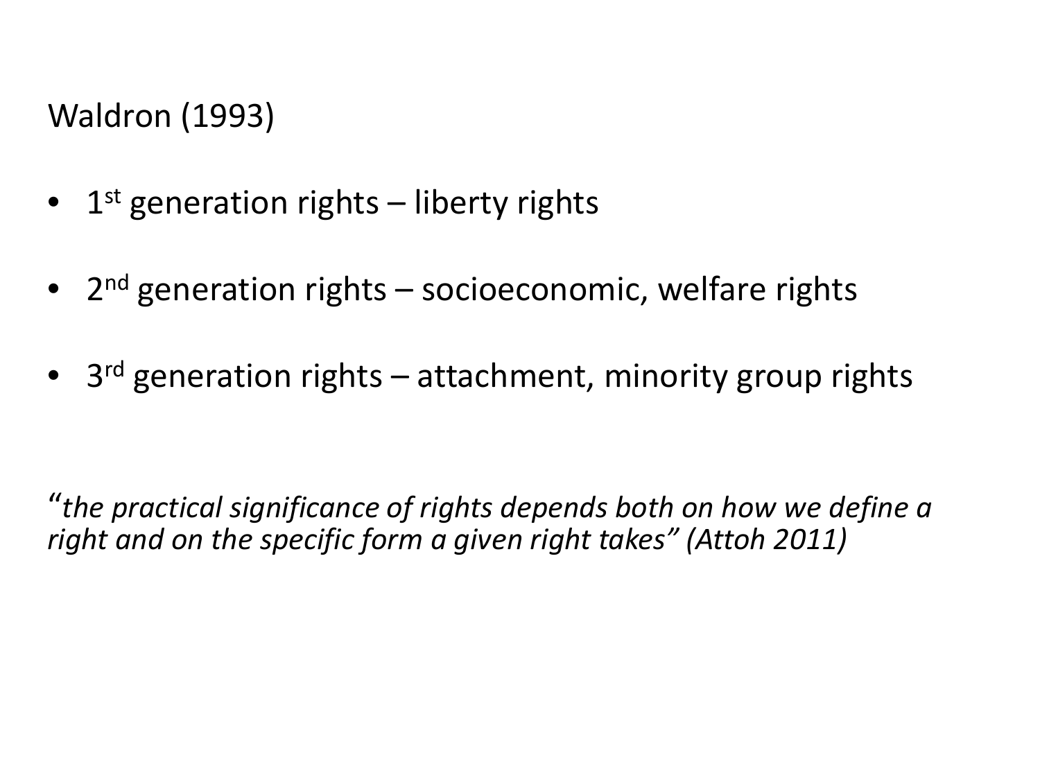Waldron (1993)

- 1st generation rights – liberty rights
- 2nd generation rights – socioeconomic, welfare rights
- 3rd generation rights – attachment, minority group rights

"*the practical significance of rights depends both on how we define a right and on the specific form a given right takes" (Attoh 2011)*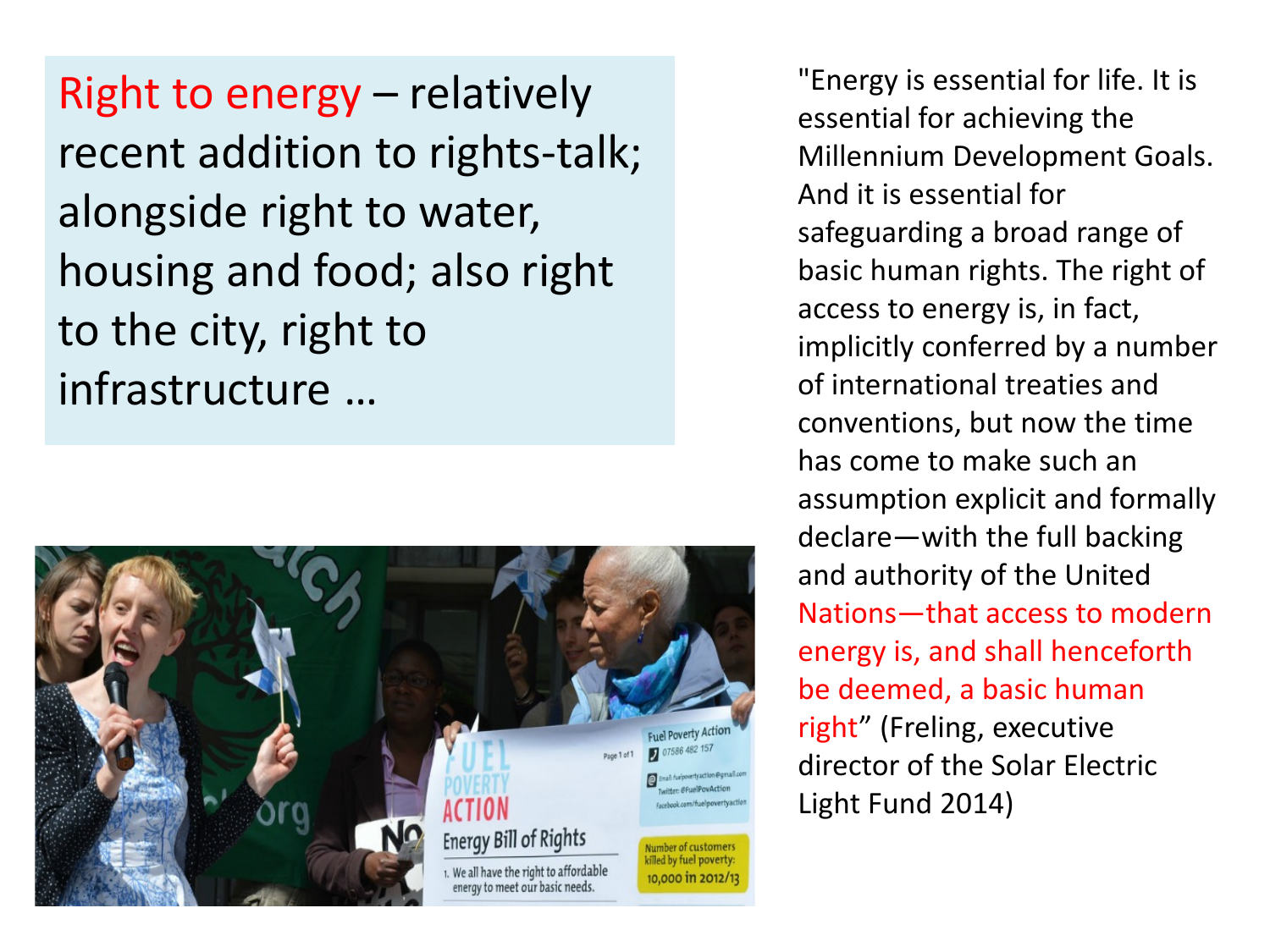Right to energy – relatively recent addition to rights-talk; alongside right to water, housing and food; also right to the city, right to infrastructure …

"Energy is essential for life. It is essential for achieving the Millennium Development Goals. And it is essential for safeguarding a broad range of basic human rights. The right of access to energy is, in fact, implicitly conferred by a number of international treaties and conventions, but now the time has come to make such an assumption explicit and formally declare—with the full backing and authority of the United Nations—that access to modern energy is, and shall henceforth be deemed, a basic human right" (Freling, executive director of the Solar Electric Light Fund 2014)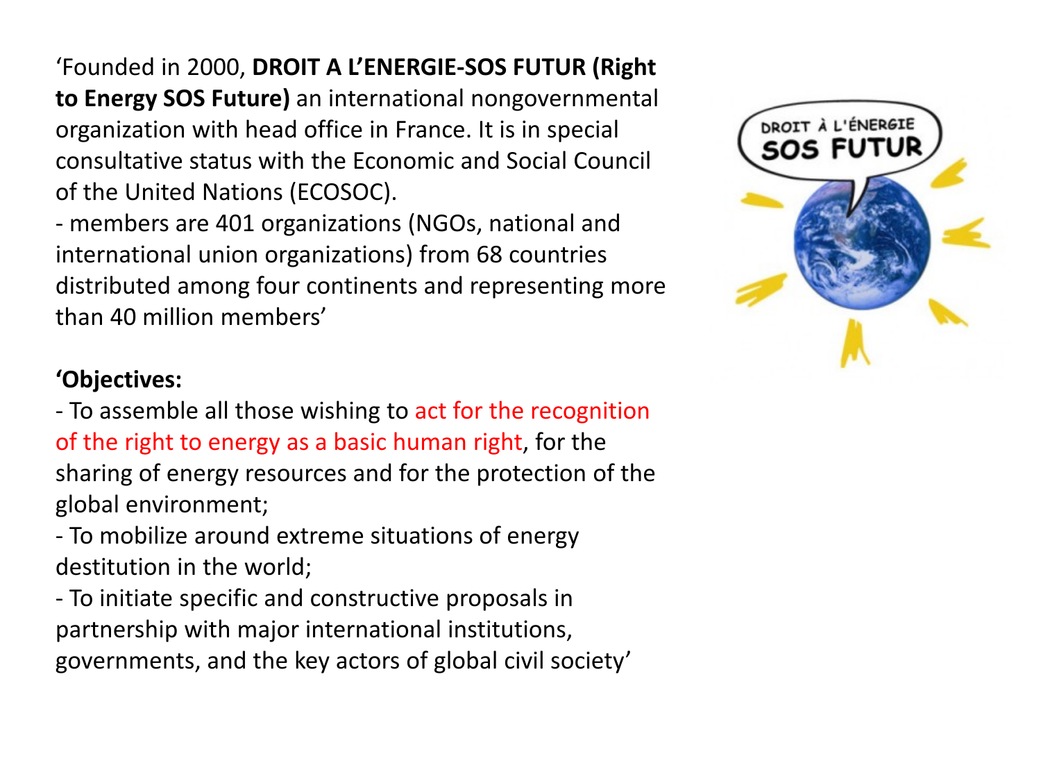‘Founded in 2000, **DROIT A L’ENERGIE-SOS FUTUR (Right to Energy SOS Future)** an international nongovernmental organization with head office in France. It is in special consultative status with the Economic and Social Council of the United Nations (ECOSOC).

- members are 401 organizations (NGOs, national and international union organizations) from 68 countries distributed among four continents and representing more than 40 million members’

**‘Objectives:**

- To assemble all those wishing to act for the recognition of the right to energy as a basic human right, for the sharing of energy resources and for the protection of the global environment;
- To mobilize around extreme situations of energy destitution in the world;
- To initiate specific and constructive proposals in partnership with major international institutions, governments, and the key actors of global civil society’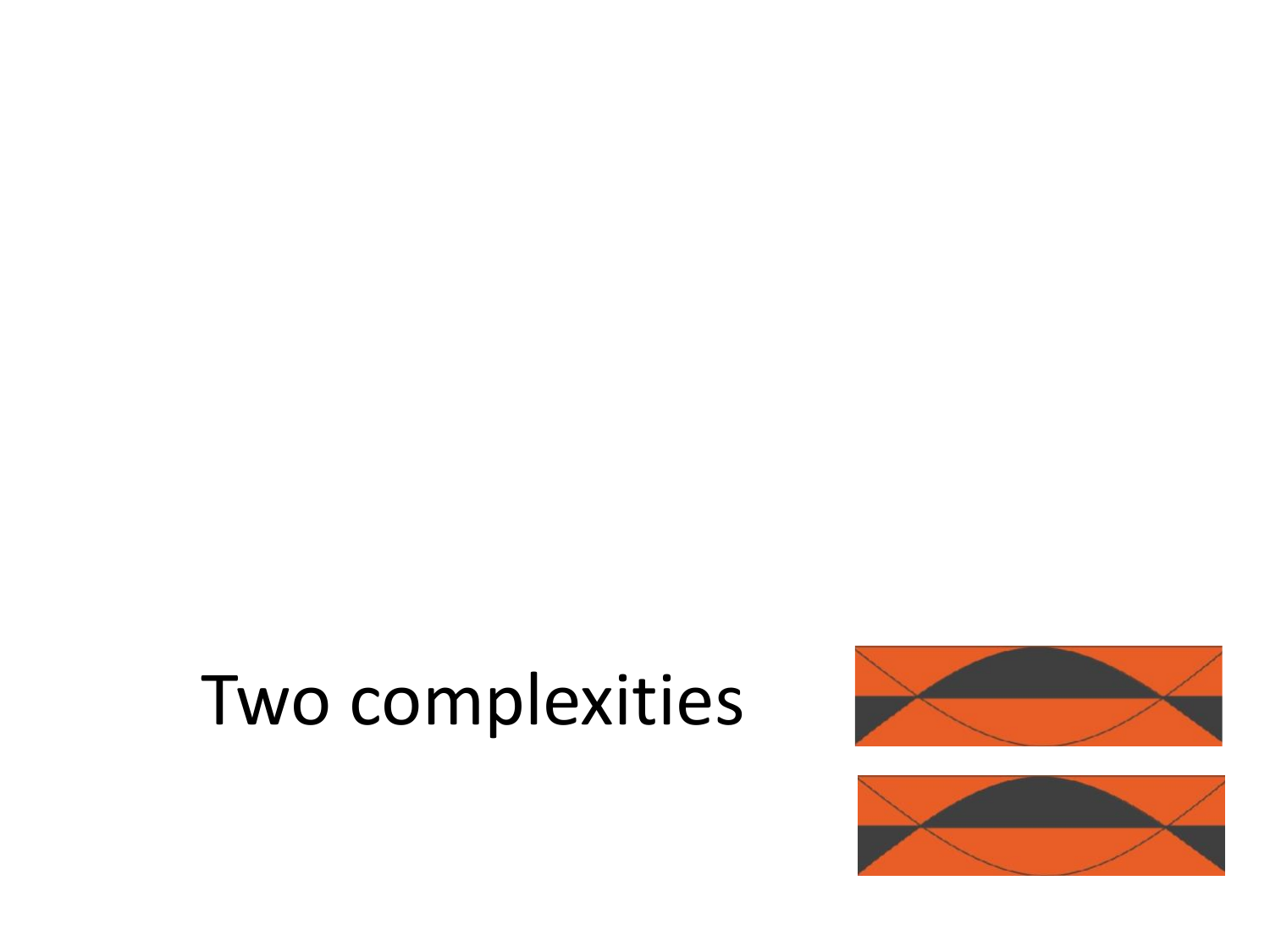# Two complexities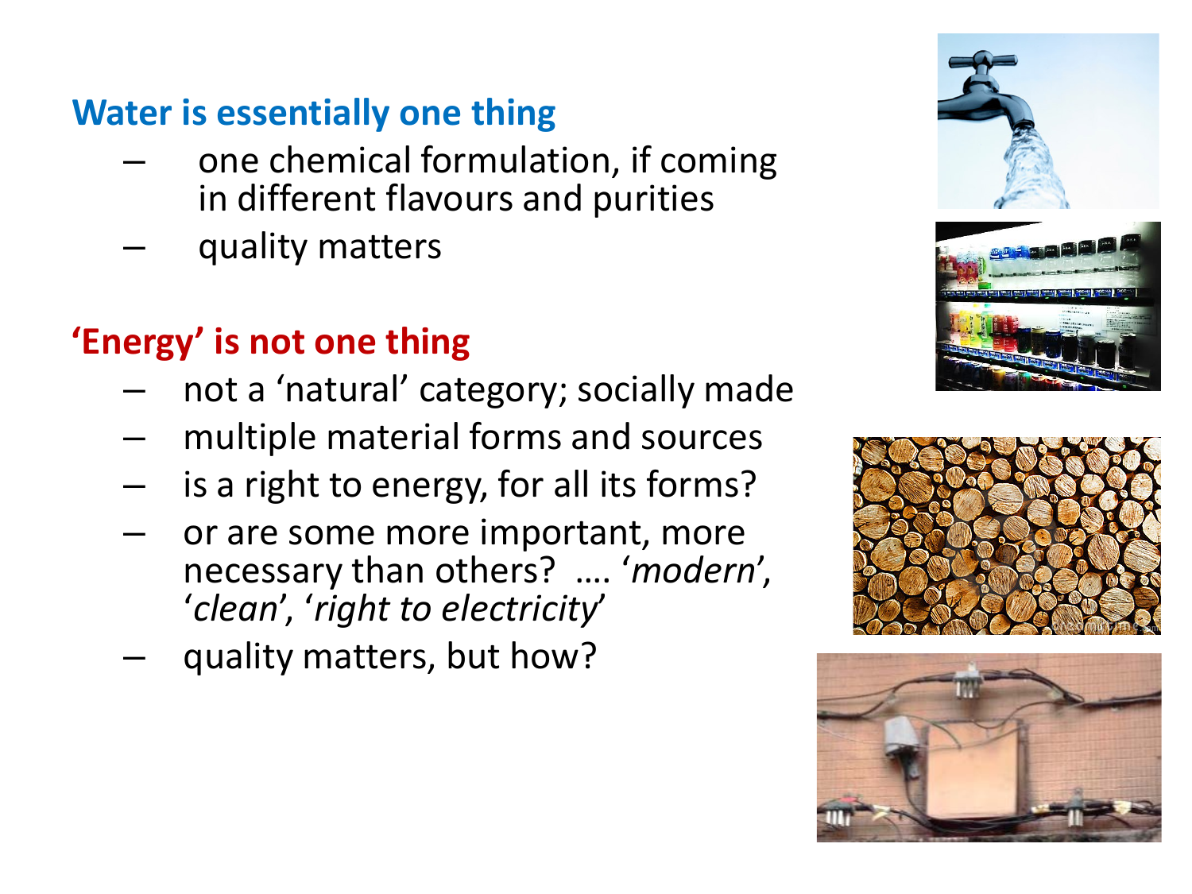**Water is essentially one thing**

- one chemical formulation, if coming in different flavours and purities
- quality matters

**'Energy' is not one thing**

- not a 'natural' category; socially made
- multiple material forms and sources
- is a right to energy, for all its forms?
- or are some more important, more necessary than others? …. '*modern*', '*clean*', '*right to electricity*'
- quality matters, but how?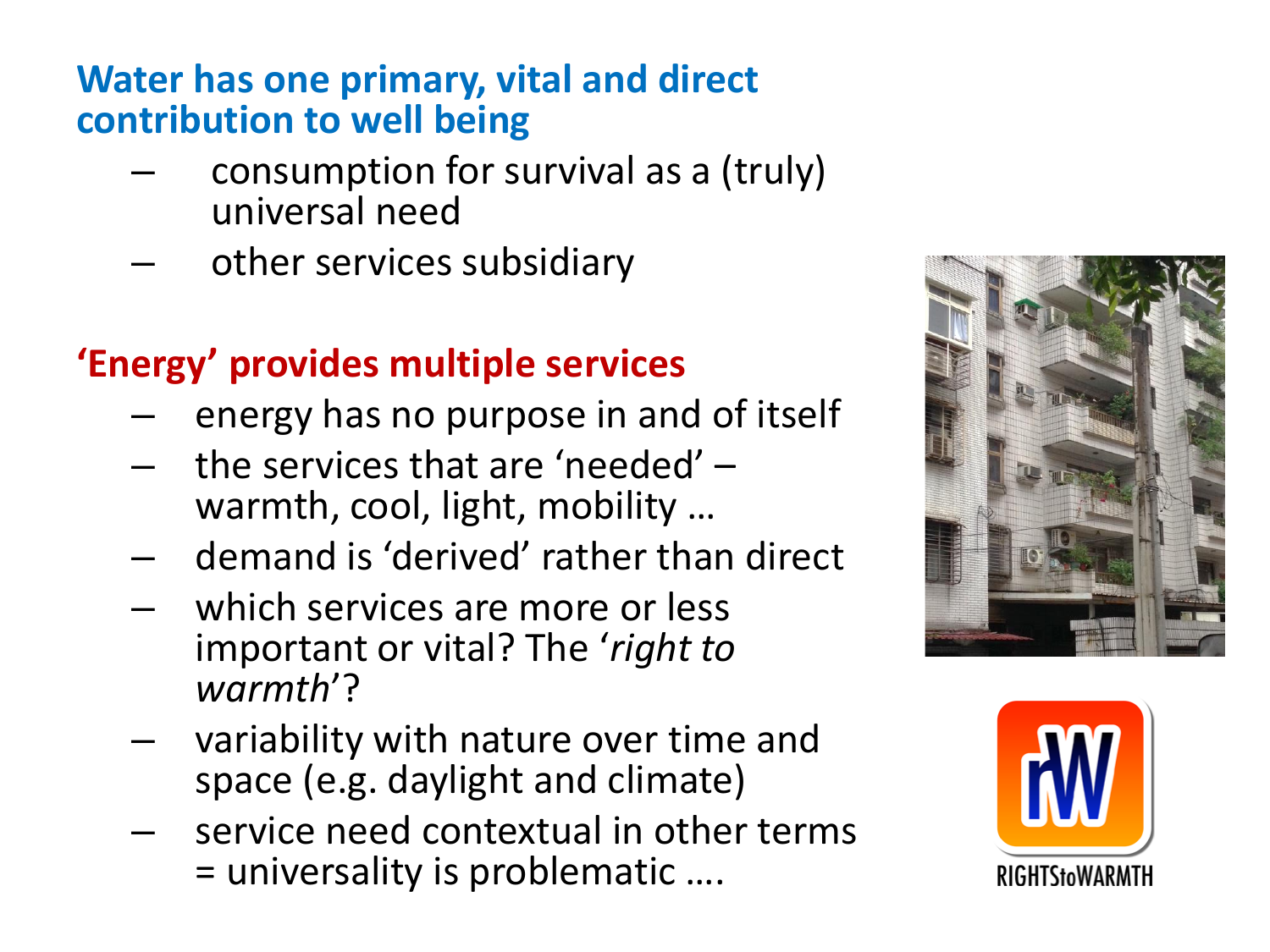## Water has one primary, vital and direct contribution to well being

- consumption for survival as a (truly) universal need
- other services subsidiary

## 'Energy' provides multiple services

- energy has no purpose in and of itself
- the services that are 'needed' – warmth, cool, light, mobility …
- demand is 'derived' rather than direct
- which services are more or less important or vital? The '*right to warmth*'?
- variability with nature over time and space (e.g. daylight and climate)
- service need contextual in other terms = universality is problematic ….

RIGHTStoWARMTH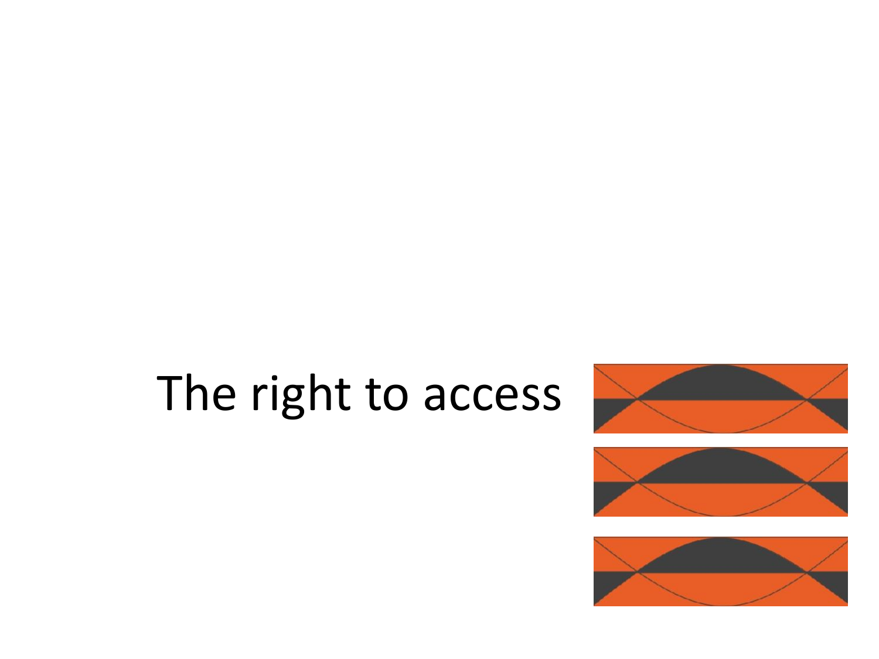# The right to access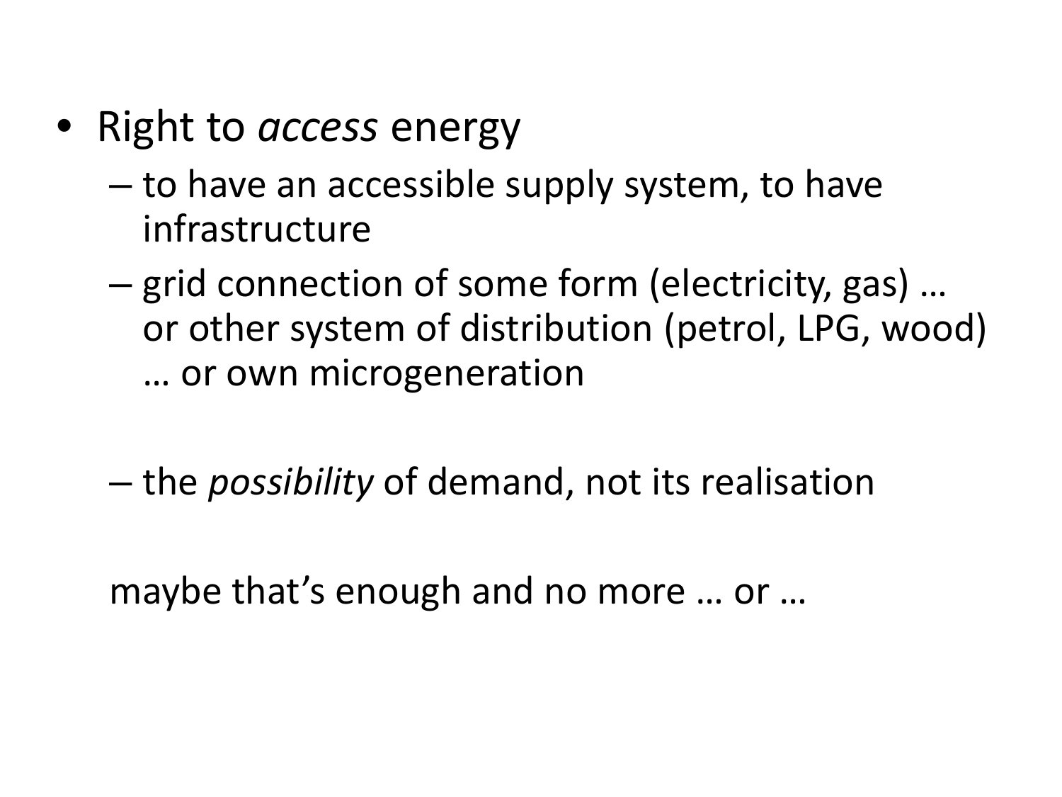- Right to *access* energy
  - to have an accessible supply system, to have infrastructure
  - grid connection of some form (electricity, gas) … or other system of distribution (petrol, LPG, wood) … or own microgeneration

  - the *possibility* of demand, not its realisation

maybe that's enough and no more … or …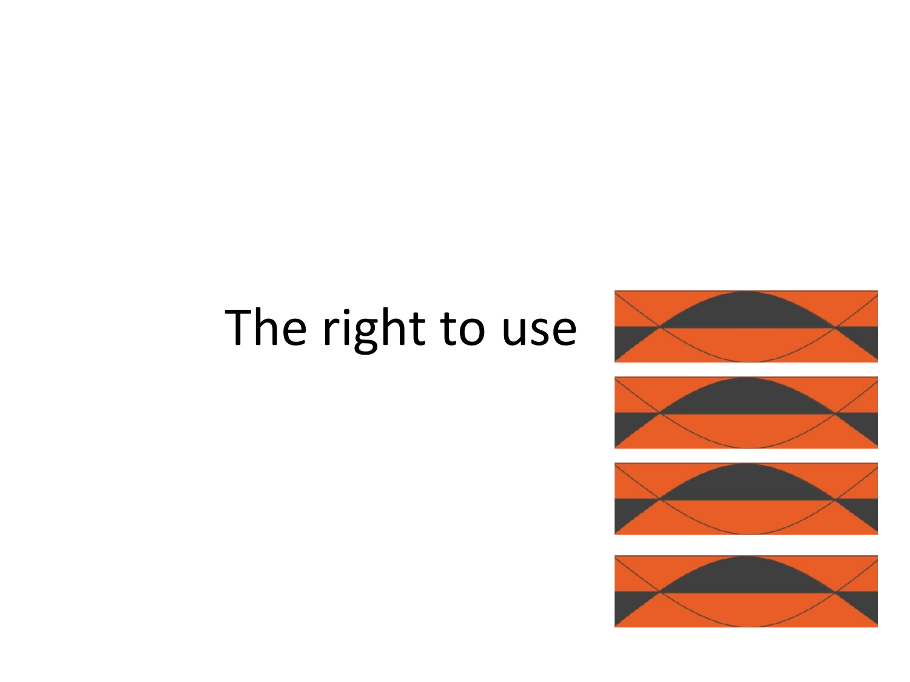# The right to use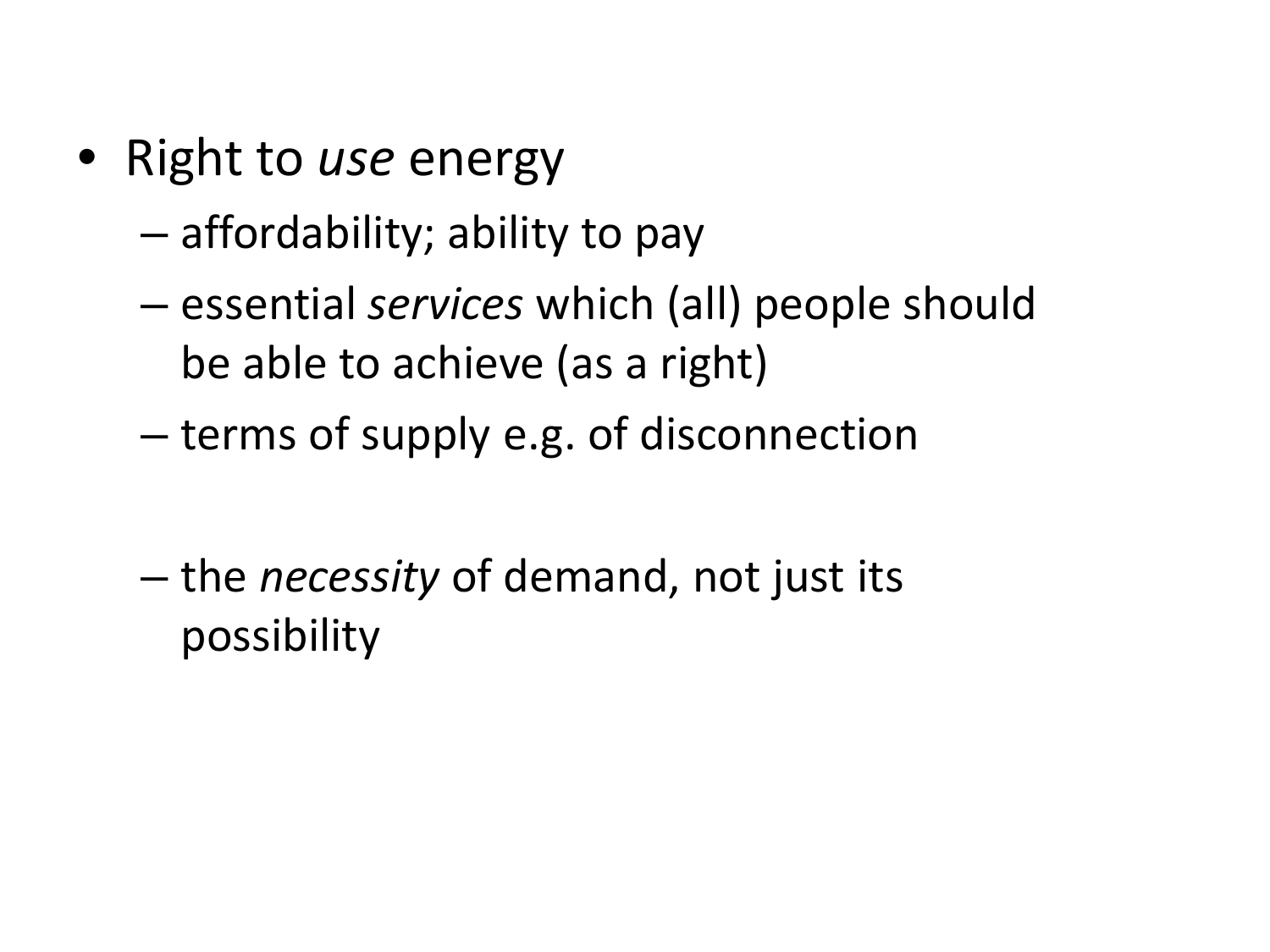- Right to *use* energy
  - affordability; ability to pay
  - essential *services* which (all) people should be able to achieve (as a right)
  - terms of supply e.g. of disconnection

  - the *necessity* of demand, not just its possibility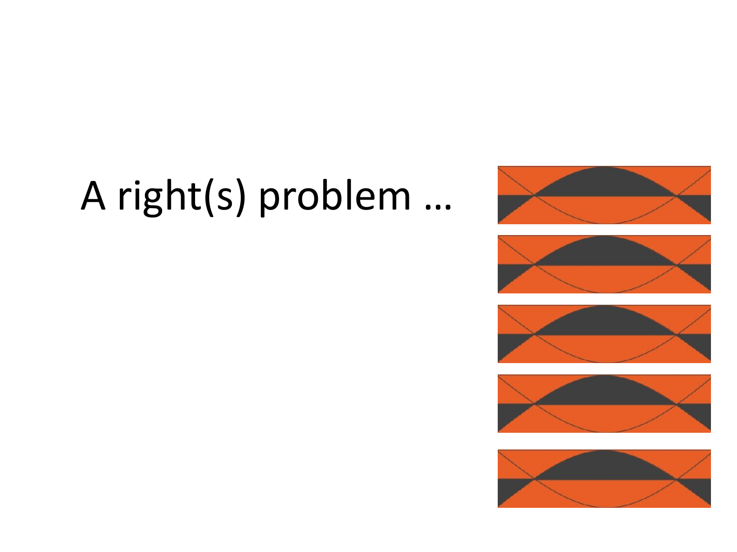# A right(s) problem …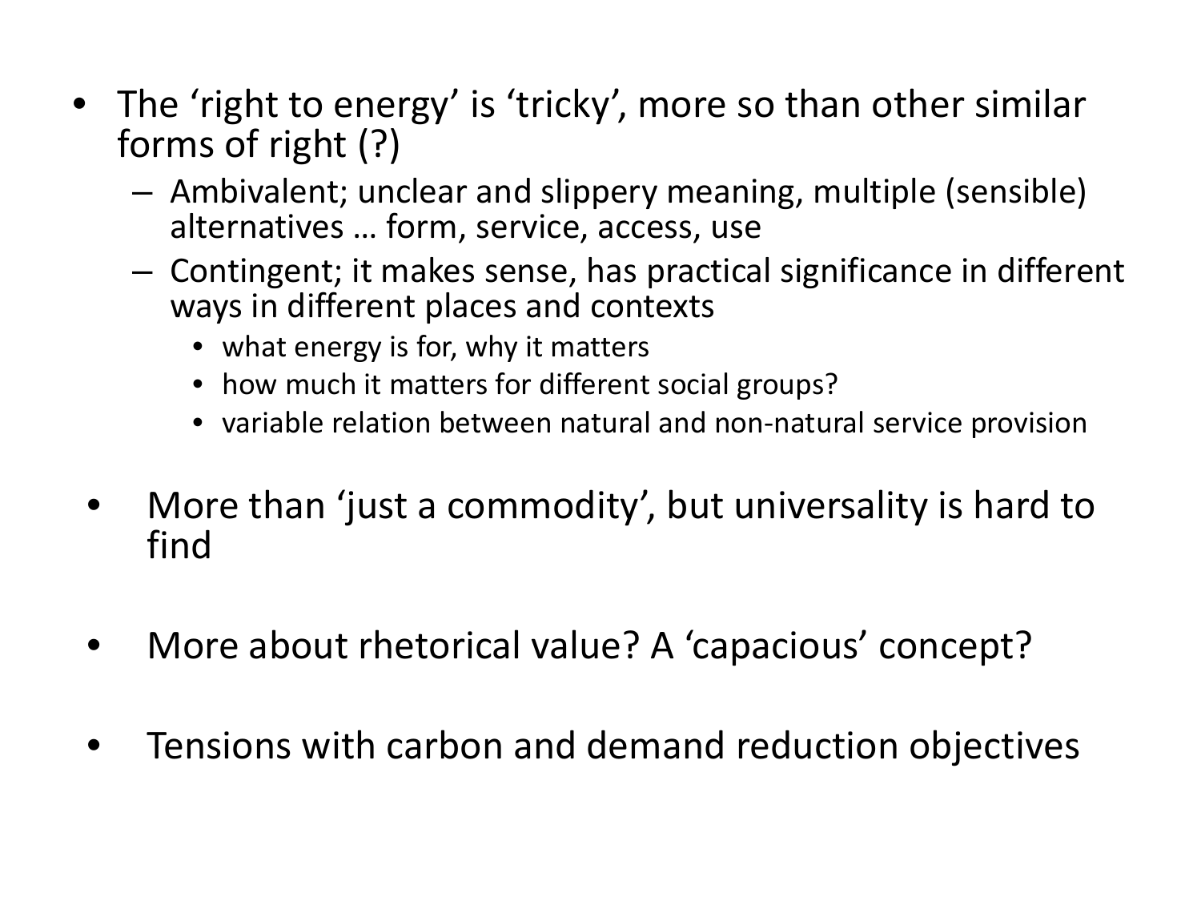- The 'right to energy' is 'tricky', more so than other similar forms of right (?)
  - Ambivalent; unclear and slippery meaning, multiple (sensible) alternatives … form, service, access, use
  - Contingent; it makes sense, has practical significance in different ways in different places and contexts
    - what energy is for, why it matters
    - how much it matters for different social groups?
    - variable relation between natural and non-natural service provision

- More than 'just a commodity', but universality is hard to find

- More about rhetorical value? A 'capacious' concept?

- Tensions with carbon and demand reduction objectives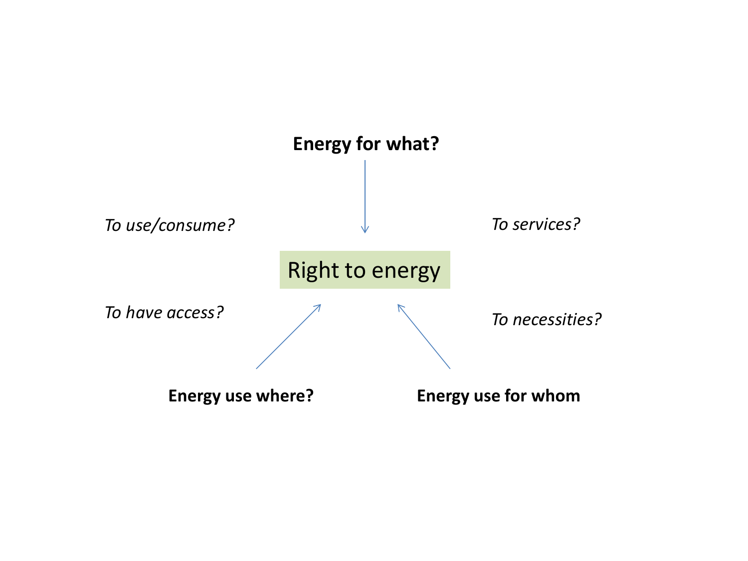**Energy for what?**

*To use/consume?*

*To services?*

Right to energy

*To have access?*

*To necessities?*

**Energy use where?**

**Energy use for whom**